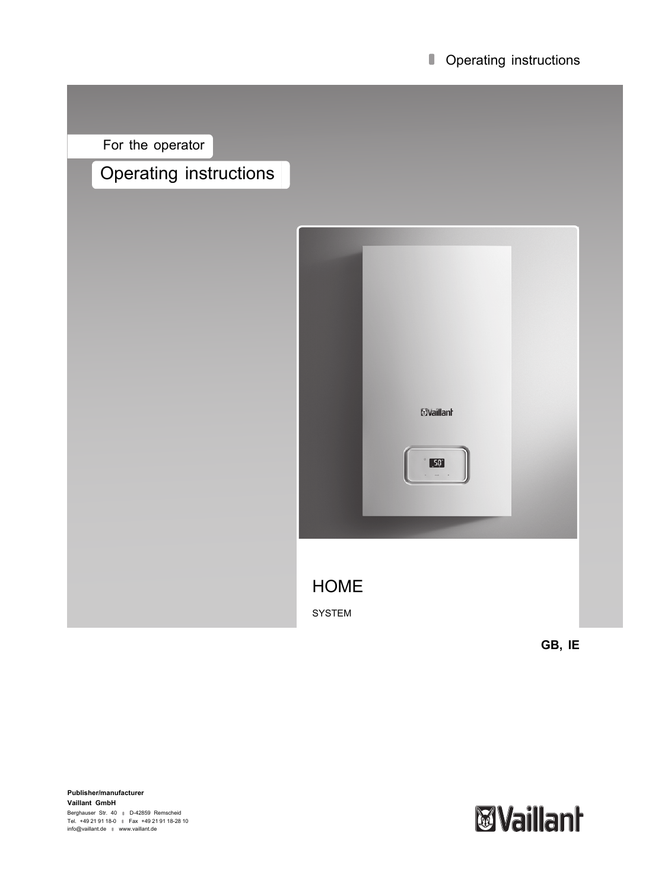Operating instructions

For the operator

# Operating instructions

# HOME

SYSTEM

**GB, IE**

**Publisher/manufacturer**
**Vaillant GmbH**
Berghauser Str. 40 ▮ D-42859 Remscheid
Tel. +49 21 91 18-0 ▮ Fax +49 21 91 18-28 10
info@vaillant.de ▮ www.vaillant.de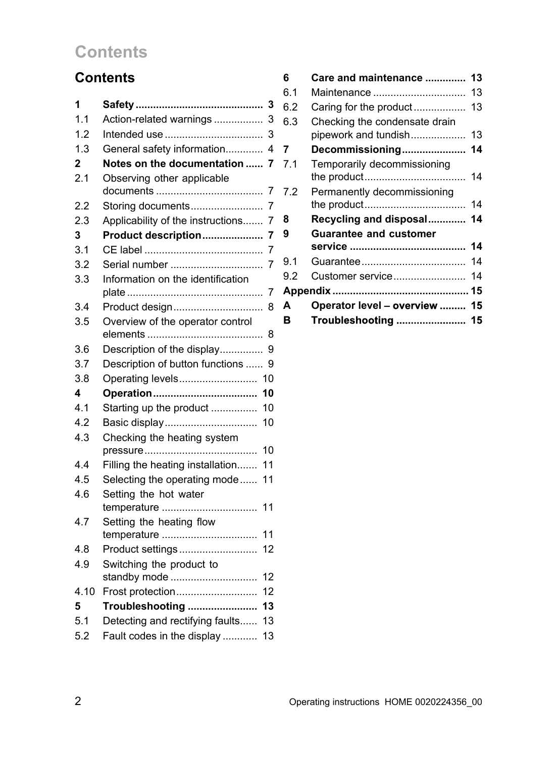# Contents

| | | |
|---|---|---|
| **1** | **Safety** | **3** |
| 1.1 | Action-related warnings | 3 |
| 1.2 | Intended use | 3 |
| 1.3 | General safety information | 4 |
| **2** | **Notes on the documentation** | **7** |
| 2.1 | Observing other applicable documents | 7 |
| 2.2 | Storing documents | 7 |
| 2.3 | Applicability of the instructions | 7 |
| **3** | **Product description** | **7** |
| 3.1 | CE label | 7 |
| 3.2 | Serial number | 7 |
| 3.3 | Information on the identification plate | 7 |
| 3.4 | Product design | 8 |
| 3.5 | Overview of the operator control elements | 8 |
| 3.6 | Description of the display | 9 |
| 3.7 | Description of button functions | 9 |
| 3.8 | Operating levels | 10 |
| **4** | **Operation** | **10** |
| 4.1 | Starting up the product | 10 |
| 4.2 | Basic display | 10 |
| 4.3 | Checking the heating system pressure | 10 |
| 4.4 | Filling the heating installation | 11 |
| 4.5 | Selecting the operating mode | 11 |
| 4.6 | Setting the hot water temperature | 11 |
| 4.7 | Setting the heating flow temperature | 11 |
| 4.8 | Product settings | 12 |
| 4.9 | Switching the product to standby mode | 12 |
| 4.10 | Frost protection | 12 |
| **5** | **Troubleshooting** | **13** |
| 5.1 | Detecting and rectifying faults | 13 |
| 5.2 | Fault codes in the display | 13 |
| **6** | **Care and maintenance** | **13** |
| 6.1 | Maintenance | 13 |
| 6.2 | Caring for the product | 13 |
| 6.3 | Checking the condensate drain pipework and tundish | 13 |
| **7** | **Decommissioning** | **14** |
| 7.1 | Temporarily decommissioning the product | 14 |
| 7.2 | Permanently decommissioning the product | 14 |
| **8** | **Recycling and disposal** | **14** |
| **9** | **Guarantee and customer service** | **14** |
| 9.1 | Guarantee | 14 |
| 9.2 | Customer service | 14 |
| **Appendix** | | **15** |
| **A** | **Operator level – overview** | **15** |
| **B** | **Troubleshooting** | **15** |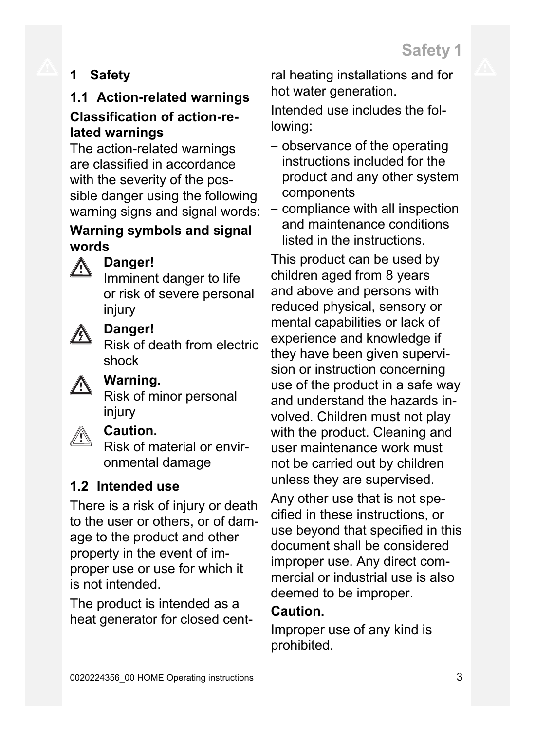# 1 Safety

## 1.1 Action-related warnings

### Classification of action-related warnings

The action-related warnings are classified in accordance with the severity of the possible danger using the following warning signs and signal words:

### Warning symbols and signal words

**Danger!**
Imminent danger to life or risk of severe personal injury

**Danger!**
Risk of death from electric shock

**Warning.**
Risk of minor personal injury

**Caution.**
Risk of material or environmental damage

## 1.2 Intended use

There is a risk of injury or death to the user or others, or of damage to the product and other property in the event of improper use or use for which it is not intended.

The product is intended as a heat generator for closed central heating installations and for hot water generation.

Intended use includes the following:

– observance of the operating instructions included for the product and any other system components
– compliance with all inspection and maintenance conditions listed in the instructions.

This product can be used by children aged from 8 years and above and persons with reduced physical, sensory or mental capabilities or lack of experience and knowledge if they have been given supervision or instruction concerning use of the product in a safe way and understand the hazards involved. Children must not play with the product. Cleaning and user maintenance work must not be carried out by children unless they are supervised.

Any other use that is not specified in these instructions, or use beyond that specified in this document shall be considered improper use. Any direct commercial or industrial use is also deemed to be improper.

**Caution.**

Improper use of any kind is prohibited.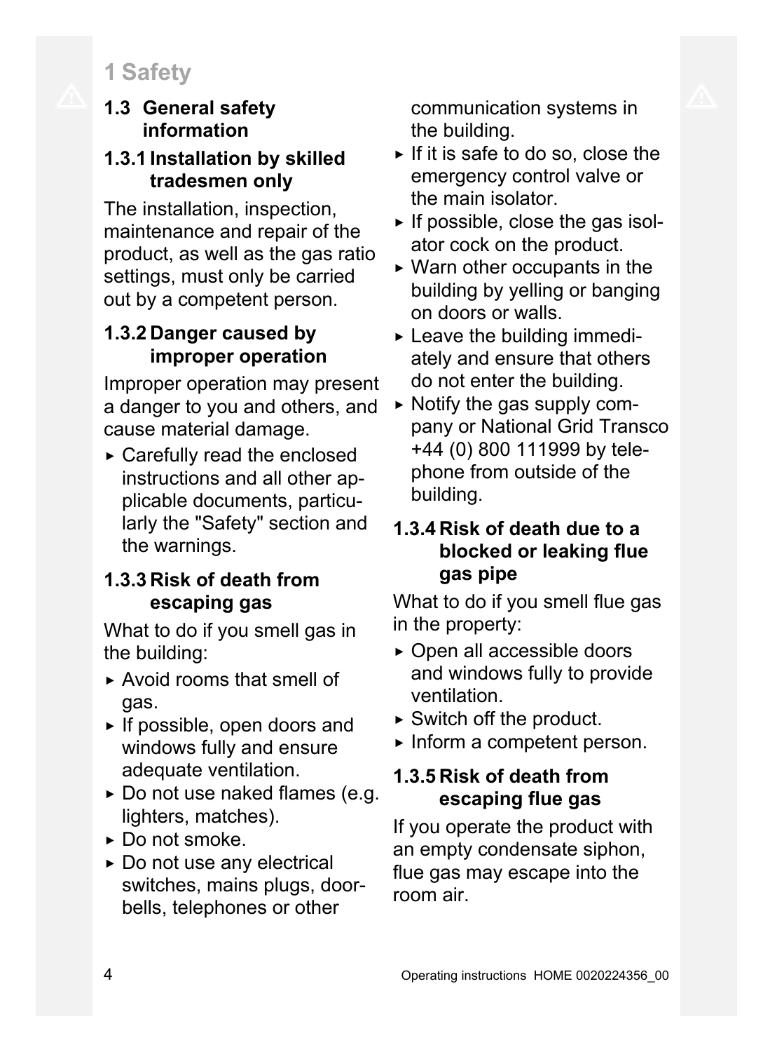# 1 Safety

## 1.3 General safety information

### 1.3.1 Installation by skilled tradesmen only

The installation, inspection, maintenance and repair of the product, as well as the gas ratio settings, must only be carried out by a competent person.

### 1.3.2 Danger caused by improper operation

Improper operation may present a danger to you and others, and cause material damage.

- ▸ Carefully read the enclosed instructions and all other applicable documents, particularly the "Safety" section and the warnings.

### 1.3.3 Risk of death from escaping gas

What to do if you smell gas in the building:

- ▸ Avoid rooms that smell of gas.
- ▸ If possible, open doors and windows fully and ensure adequate ventilation.
- ▸ Do not use naked flames (e.g. lighters, matches).
- ▸ Do not smoke.
- ▸ Do not use any electrical switches, mains plugs, doorbells, telephones or other communication systems in the building.
- ▸ If it is safe to do so, close the emergency control valve or the main isolator.
- ▸ If possible, close the gas isolator cock on the product.
- ▸ Warn other occupants in the building by yelling or banging on doors or walls.
- ▸ Leave the building immediately and ensure that others do not enter the building.
- ▸ Notify the gas supply company or National Grid Transco +44 (0) 800 111999 by telephone from outside of the building.

### 1.3.4 Risk of death due to a blocked or leaking flue gas pipe

What to do if you smell flue gas in the property:

- ▸ Open all accessible doors and windows fully to provide ventilation.
- ▸ Switch off the product.
- ▸ Inform a competent person.

### 1.3.5 Risk of death from escaping flue gas

If you operate the product with an empty condensate siphon, flue gas may escape into the room air.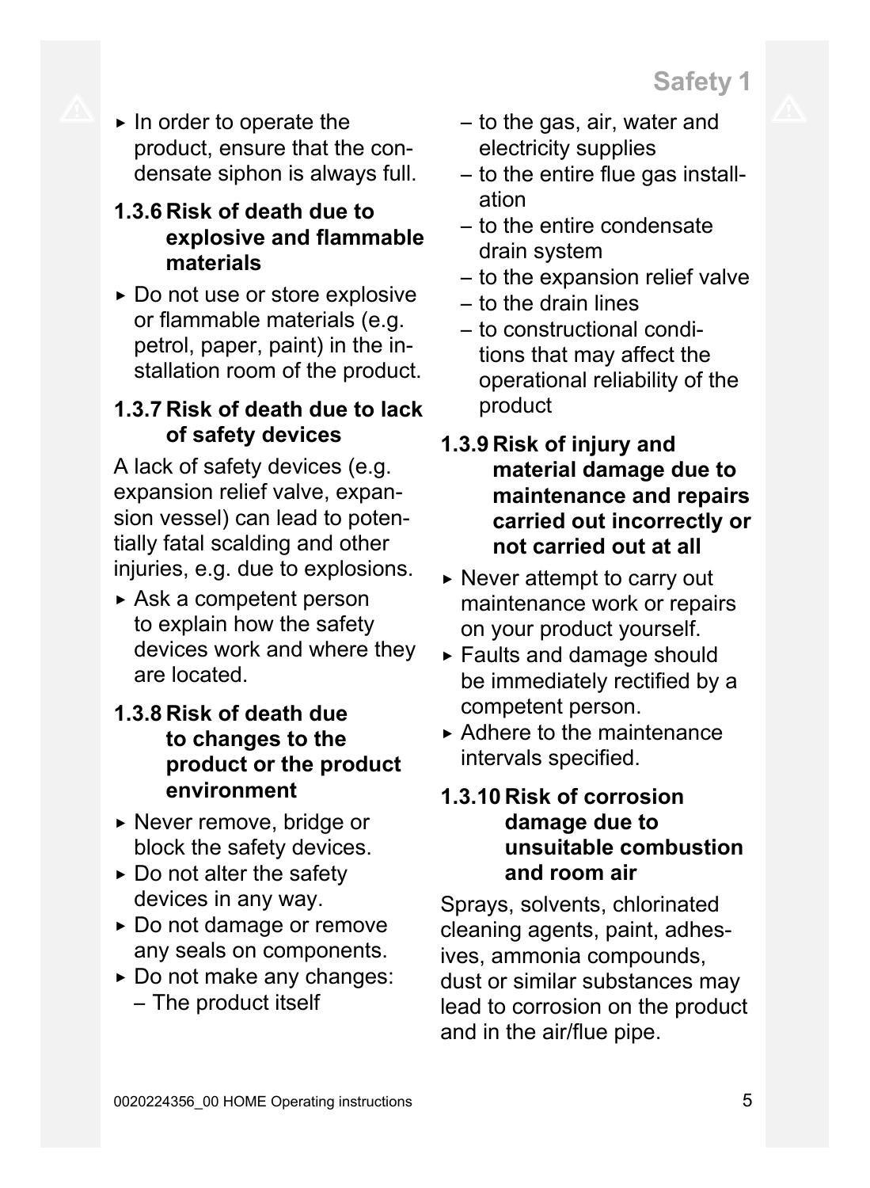- In order to operate the product, ensure that the condensate siphon is always full.

### 1.3.6 Risk of death due to explosive and flammable materials

- Do not use or store explosive or flammable materials (e.g. petrol, paper, paint) in the installation room of the product.

### 1.3.7 Risk of death due to lack of safety devices

A lack of safety devices (e.g. expansion relief valve, expansion vessel) can lead to potentially fatal scalding and other injuries, e.g. due to explosions.

- Ask a competent person to explain how the safety devices work and where they are located.

### 1.3.8 Risk of death due to changes to the product or the product environment

- Never remove, bridge or block the safety devices.
- Do not alter the safety devices in any way.
- Do not damage or remove any seals on components.
- Do not make any changes:
  - The product itself
  - to the gas, air, water and electricity supplies
  - to the entire flue gas installation
  - to the entire condensate drain system
  - to the expansion relief valve
  - to the drain lines
  - to constructional conditions that may affect the operational reliability of the product

### 1.3.9 Risk of injury and material damage due to maintenance and repairs carried out incorrectly or not carried out at all

- Never attempt to carry out maintenance work or repairs on your product yourself.
- Faults and damage should be immediately rectified by a competent person.
- Adhere to the maintenance intervals specified.

### 1.3.10 Risk of corrosion damage due to unsuitable combustion and room air

Sprays, solvents, chlorinated cleaning agents, paint, adhesives, ammonia compounds, dust or similar substances may lead to corrosion on the product and in the air/flue pipe.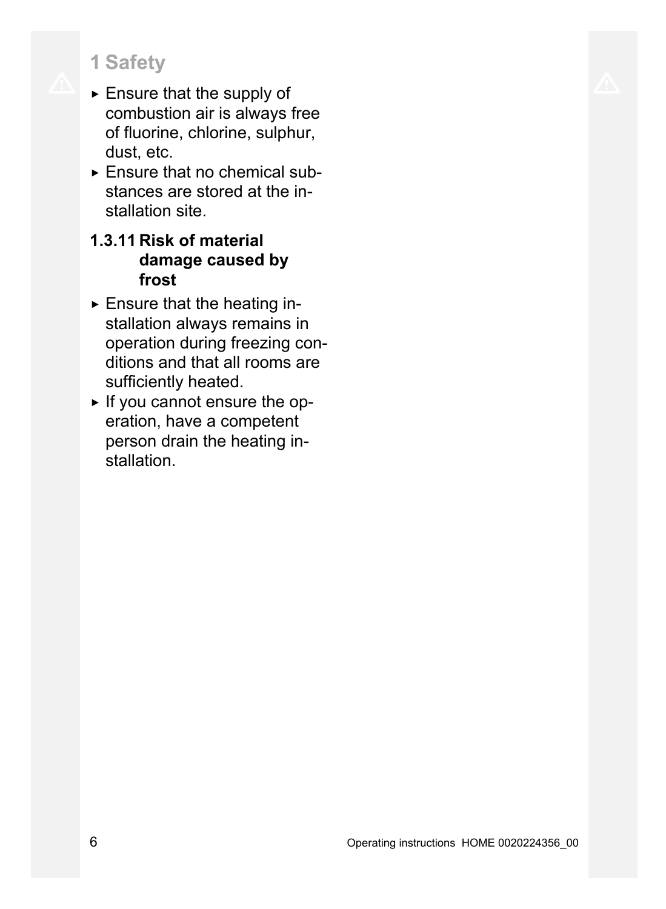- Ensure that the supply of combustion air is always free of fluorine, chlorine, sulphur, dust, etc.
- Ensure that no chemical substances are stored at the installation site.

#### 1.3.11 Risk of material damage caused by frost

- Ensure that the heating installation always remains in operation during freezing conditions and that all rooms are sufficiently heated.
- If you cannot ensure the operation, have a competent person drain the heating installation.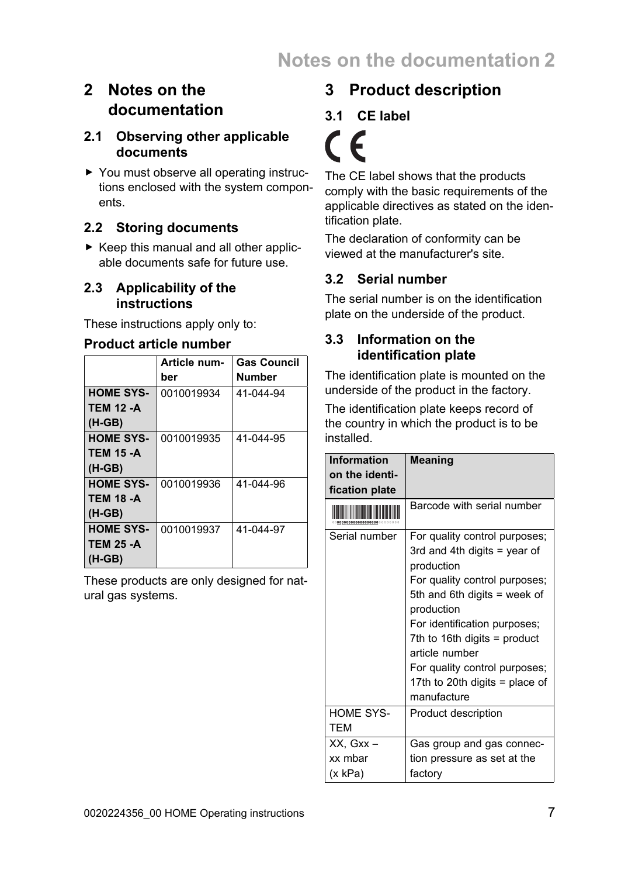# 2 Notes on the documentation

## 2.1 Observing other applicable documents

► You must observe all operating instructions enclosed with the system components.

## 2.2 Storing documents

► Keep this manual and all other applicable documents safe for future use.

## 2.3 Applicability of the instructions

These instructions apply only to:

**Product article number**

| | Article number | Gas Council Number |
|---|---|---|
| **HOME SYSTEM 12 -A (H-GB)** | 0010019934 | 41-044-94 |
| **HOME SYSTEM 15 -A (H-GB)** | 0010019935 | 41-044-95 |
| **HOME SYSTEM 18 -A (H-GB)** | 0010019936 | 41-044-96 |
| **HOME SYSTEM 25 -A (H-GB)** | 0010019937 | 41-044-97 |

These products are only designed for natural gas systems.

# 3 Product description

## 3.1 CE label

CE

The CE label shows that the products comply with the basic requirements of the applicable directives as stated on the identification plate.

The declaration of conformity can be viewed at the manufacturer's site.

## 3.2 Serial number

The serial number is on the identification plate on the underside of the product.

## 3.3 Information on the identification plate

The identification plate is mounted on the underside of the product in the factory.

The identification plate keeps record of the country in which the product is to be installed.

| Information on the identification plate | Meaning |
|---|---|
| (Barcode) | Barcode with serial number |
| Serial number | For quality control purposes; 3rd and 4th digits = year of production<br>For quality control purposes; 5th and 6th digits = week of production<br>For identification purposes; 7th to 16th digits = product article number<br>For quality control purposes; 17th to 20th digits = place of manufacture |
| HOME SYSTEM | Product description |
| XX, Gxx – xx mbar (x kPa) | Gas group and gas connection pressure as set at the factory |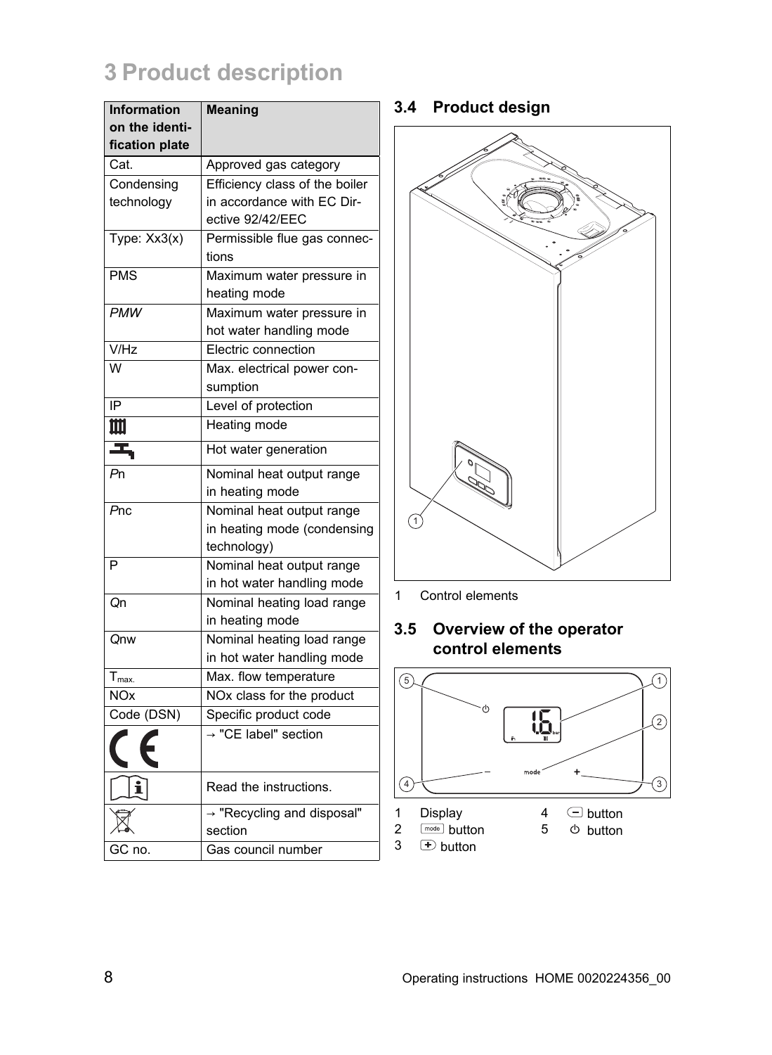# 3 Product description

| Information on the identification plate | Meaning |
|---|---|
| Cat. | Approved gas category |
| Condensing technology | Efficiency class of the boiler in accordance with EC Directive 92/42/EEC |
| Type: Xx3(x) | Permissible flue gas connections |
| PMS | Maximum water pressure in heating mode |
| *PMW* | Maximum water pressure in hot water handling mode |
| V/Hz | Electric connection |
| W | Max. electrical power consumption |
| IP | Level of protection |
| (radiator symbol) | Heating mode |
| (tap symbol) | Hot water generation |
| *P*n | Nominal heat output range in heating mode |
| *P*nc | Nominal heat output range in heating mode (condensing technology) |
| P | Nominal heat output range in hot water handling mode |
| *Q*n | Nominal heating load range in heating mode |
| *Q*nw | Nominal heating load range in hot water handling mode |
| $T_{max.}$ | Max. flow temperature |
| NOx | NOx class for the product |
| Code (DSN) | Specific product code |
| CE | → "CE label" section |
| (book symbol) | Read the instructions. |
| (crossed-out bin symbol) | → "Recycling and disposal" section |
| GC no. | Gas council number |

## 3.4 Product design

1 Control elements

## 3.5 Overview of the operator control elements

1 Display
2 mode button
3 + button
4 − button
5 ⏻ button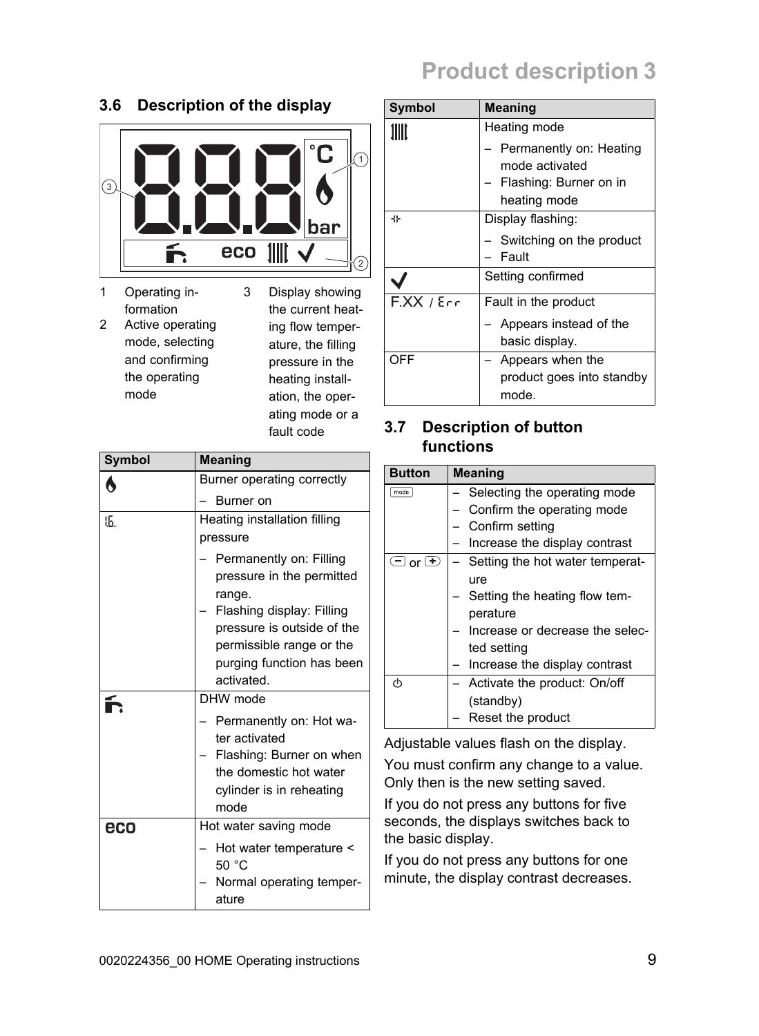## 3.6 Description of the display

1. Operating information
2. Active operating mode, selecting and confirming the operating mode
3. Display showing the current heating flow temperature, the filling pressure in the heating installation, the operating mode or a fault code

| Symbol | Meaning |
|---|---|
| 🔥 | Burner operating correctly<br>– Burner on |
| (filling pressure symbol) | Heating installation filling pressure<br>– Permanently on: Filling pressure in the permitted range.<br>– Flashing display: Filling pressure is outside of the permissible range or the purging function has been activated. |
| (tap symbol) | DHW mode<br>– Permanently on: Hot water activated<br>– Flashing: Burner on when the domestic hot water cylinder is in reheating mode |
| eco | Hot water saving mode<br>– Hot water temperature < 50 °C<br>– Normal operating temperature |
| (radiator symbol) | Heating mode<br>– Permanently on: Heating mode activated<br>– Flashing: Burner on in heating mode |
| (flashing symbol) | Display flashing:<br>– Switching on the product<br>– Fault |
| ✓ | Setting confirmed |
| F.XX / Err | Fault in the product<br>– Appears instead of the basic display. |
| OFF | – Appears when the product goes into standby mode. |

## 3.7 Description of button functions

| Button | Meaning |
|---|---|
| mode | – Selecting the operating mode<br>– Confirm the operating mode<br>– Confirm setting<br>– Increase the display contrast |
| − or + | – Setting the hot water temperature<br>– Setting the heating flow temperature<br>– Increase or decrease the selected setting<br>– Increase the display contrast |
| ⏻ | – Activate the product: On/off (standby)<br>– Reset the product |

Adjustable values flash on the display.

You must confirm any change to a value. Only then is the new setting saved.

If you do not press any buttons for five seconds, the displays switches back to the basic display.

If you do not press any buttons for one minute, the display contrast decreases.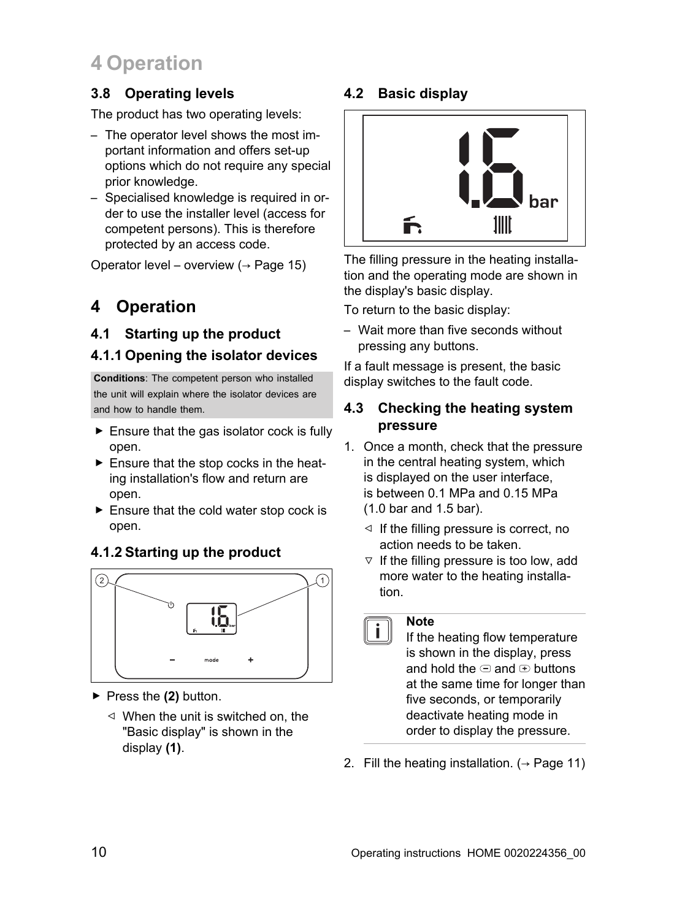### 3.8 Operating levels

The product has two operating levels:

- The operator level shows the most important information and offers set-up options which do not require any special prior knowledge.
- Specialised knowledge is required in order to use the installer level (access for competent persons). This is therefore protected by an access code.

Operator level – overview (→ Page 15)

# 4 Operation

## 4.1 Starting up the product

### 4.1.1 Opening the isolator devices

**Conditions**: The competent person who installed the unit will explain where the isolator devices are and how to handle them.

- ▶ Ensure that the gas isolator cock is fully open.
- ▶ Ensure that the stop cocks in the heating installation's flow and return are open.
- ▶ Ensure that the cold water stop cock is open.

### 4.1.2 Starting up the product

- ▶ Press the **(2)** button.
  - ◁ When the unit is switched on, the "Basic display" is shown in the display **(1)**.

## 4.2 Basic display

The filling pressure in the heating installation and the operating mode are shown in the display's basic display.

To return to the basic display:

- Wait more than five seconds without pressing any buttons.

If a fault message is present, the basic display switches to the fault code.

## 4.3 Checking the heating system pressure

1. Once a month, check that the pressure in the central heating system, which is displayed on the user interface, is between 0.1 MPa and 0.15 MPa (1.0 bar and 1.5 bar).
   - ◁ If the filling pressure is correct, no action needs to be taken.
   - ▽ If the filling pressure is too low, add more water to the heating installation.

> **Note**
> If the heating flow temperature is shown in the display, press and hold the ⊖ and ⊕ buttons at the same time for longer than five seconds, or temporarily deactivate heating mode in order to display the pressure.

2. Fill the heating installation. (→ Page 11)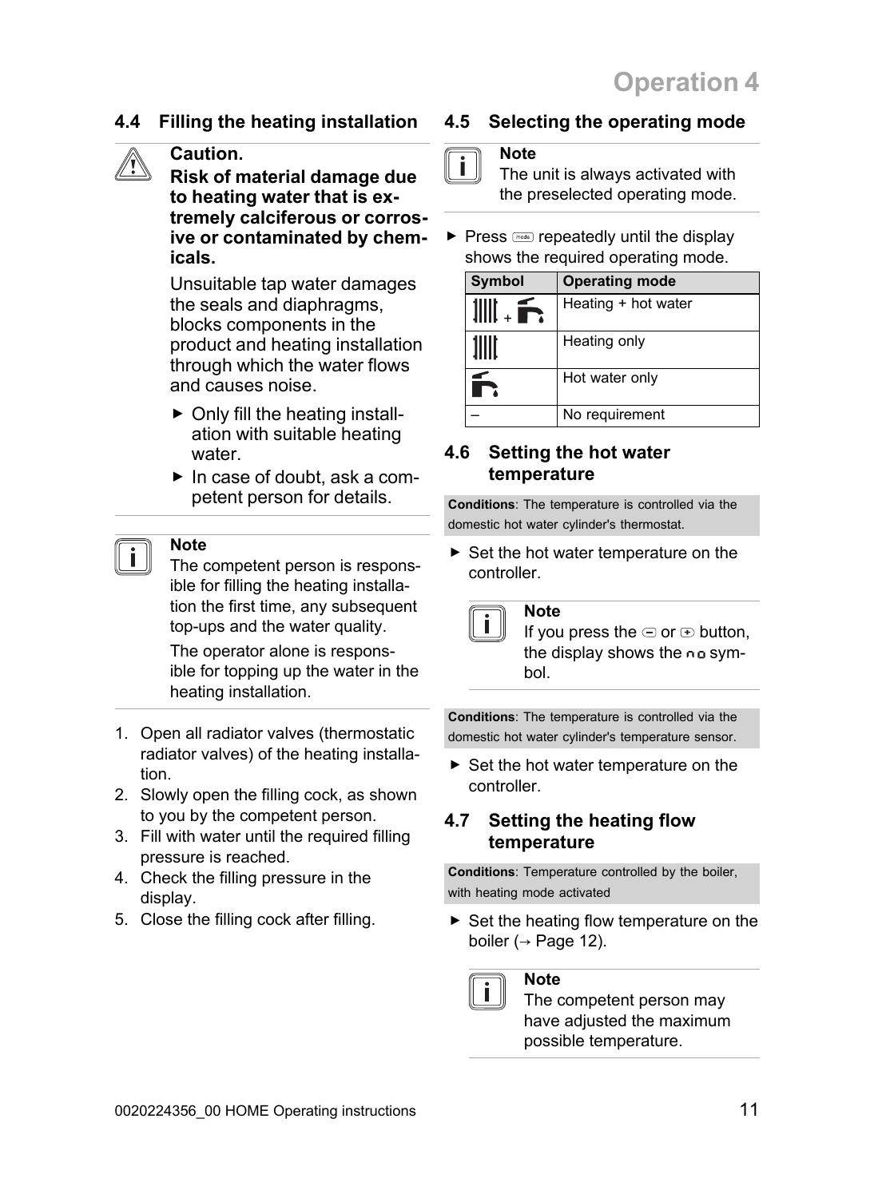## 4.4 Filling the heating installation

> **Caution.**
> **Risk of material damage due to heating water that is extremely calciferous or corrosive or contaminated by chemicals.**
>
> Unsuitable tap water damages the seals and diaphragms, blocks components in the product and heating installation through which the water flows and causes noise.
>
> - Only fill the heating installation with suitable heating water.
> - In case of doubt, ask a competent person for details.

> **Note**
> The competent person is responsible for filling the heating installation the first time, any subsequent top-ups and the water quality.
>
> The operator alone is responsible for topping up the water in the heating installation.

1. Open all radiator valves (thermostatic radiator valves) of the heating installation.
2. Slowly open the filling cock, as shown to you by the competent person.
3. Fill with water until the required filling pressure is reached.
4. Check the filling pressure in the display.
5. Close the filling cock after filling.

## 4.5 Selecting the operating mode

> **Note**
> The unit is always activated with the preselected operating mode.

- Press mode repeatedly until the display shows the required operating mode.

| Symbol | Operating mode |
|---|---|
| Radiator + tap | Heating + hot water |
| Radiator | Heating only |
| Tap | Hot water only |
| – | No requirement |

## 4.6 Setting the hot water temperature

**Conditions**: The temperature is controlled via the domestic hot water cylinder's thermostat.

- Set the hot water temperature on the controller.

> **Note**
> If you press the − or + button, the display shows the no symbol.

**Conditions**: The temperature is controlled via the domestic hot water cylinder's temperature sensor.

- Set the hot water temperature on the controller.

## 4.7 Setting the heating flow temperature

**Conditions**: Temperature controlled by the boiler, with heating mode activated

- Set the heating flow temperature on the boiler (→ Page 12).

> **Note**
> The competent person may have adjusted the maximum possible temperature.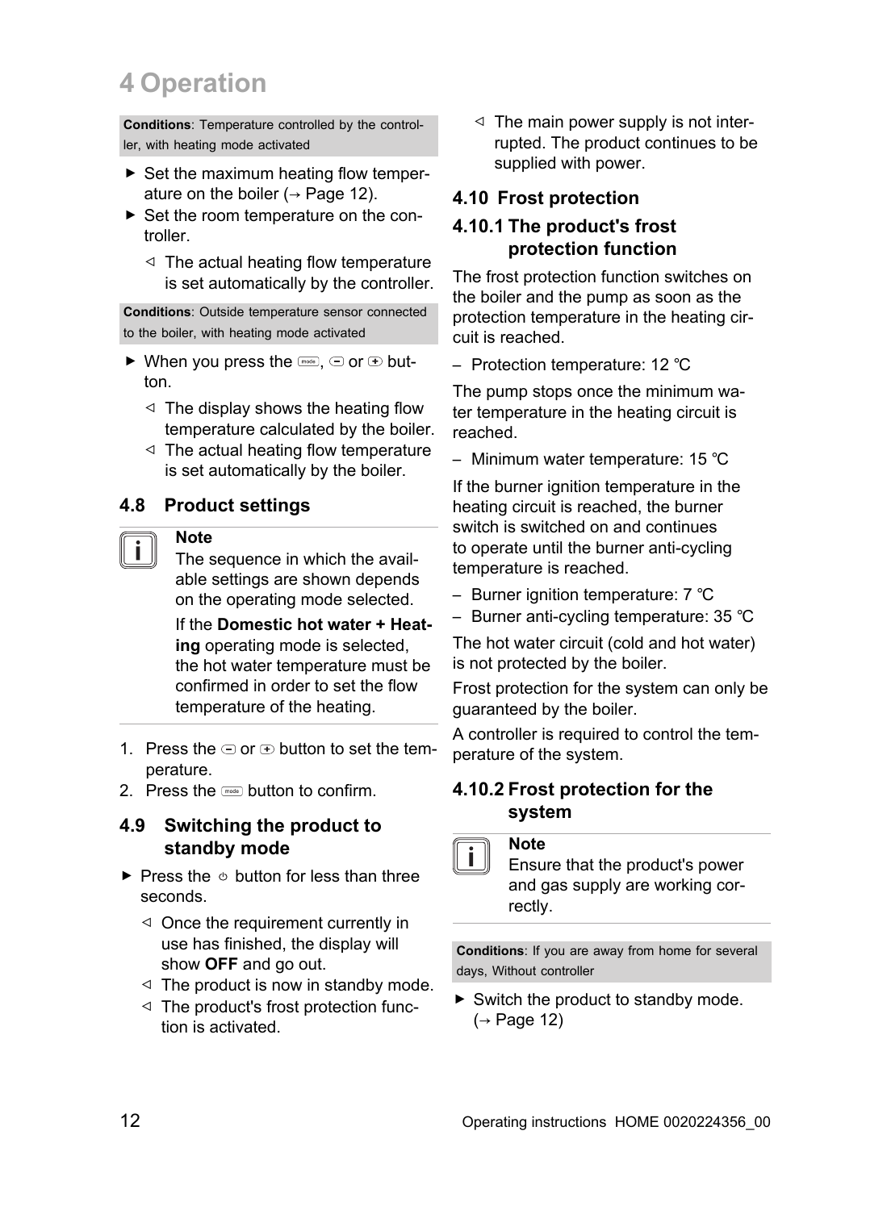# 4 Operation

**Conditions**: Temperature controlled by the controller, with heating mode activated

- ▶ Set the maximum heating flow temperature on the boiler (→ Page 12).
- ▶ Set the room temperature on the controller.
  - ◁ The actual heating flow temperature is set automatically by the controller.

**Conditions**: Outside temperature sensor connected to the boiler, with heating mode activated

- ▶ When you press the mode, − or + button.
  - ◁ The display shows the heating flow temperature calculated by the boiler.
  - ◁ The actual heating flow temperature is set automatically by the boiler.

## 4.8 Product settings

**Note**
The sequence in which the available settings are shown depends on the operating mode selected.

If the **Domestic hot water + Heating** operating mode is selected, the hot water temperature must be confirmed in order to set the flow temperature of the heating.

1. Press the − or + button to set the temperature.
2. Press the mode button to confirm.

## 4.9 Switching the product to standby mode

- ▶ Press the ⏻ button for less than three seconds.
  - ◁ Once the requirement currently in use has finished, the display will show **OFF** and go out.
  - ◁ The product is now in standby mode.
  - ◁ The product's frost protection function is activated.
  - ◁ The main power supply is not interrupted. The product continues to be supplied with power.

## 4.10 Frost protection

### 4.10.1 The product's frost protection function

The frost protection function switches on the boiler and the pump as soon as the protection temperature in the heating circuit is reached.

- Protection temperature: 12 ℃

The pump stops once the minimum water temperature in the heating circuit is reached.

- Minimum water temperature: 15 ℃

If the burner ignition temperature in the heating circuit is reached, the burner switch is switched on and continues to operate until the burner anti-cycling temperature is reached.

- Burner ignition temperature: 7 ℃
- Burner anti-cycling temperature: 35 ℃

The hot water circuit (cold and hot water) is not protected by the boiler.

Frost protection for the system can only be guaranteed by the boiler.

A controller is required to control the temperature of the system.

### 4.10.2 Frost protection for the system

**Note**
Ensure that the product's power and gas supply are working correctly.

**Conditions**: If you are away from home for several days, Without controller

- ▶ Switch the product to standby mode. (→ Page 12)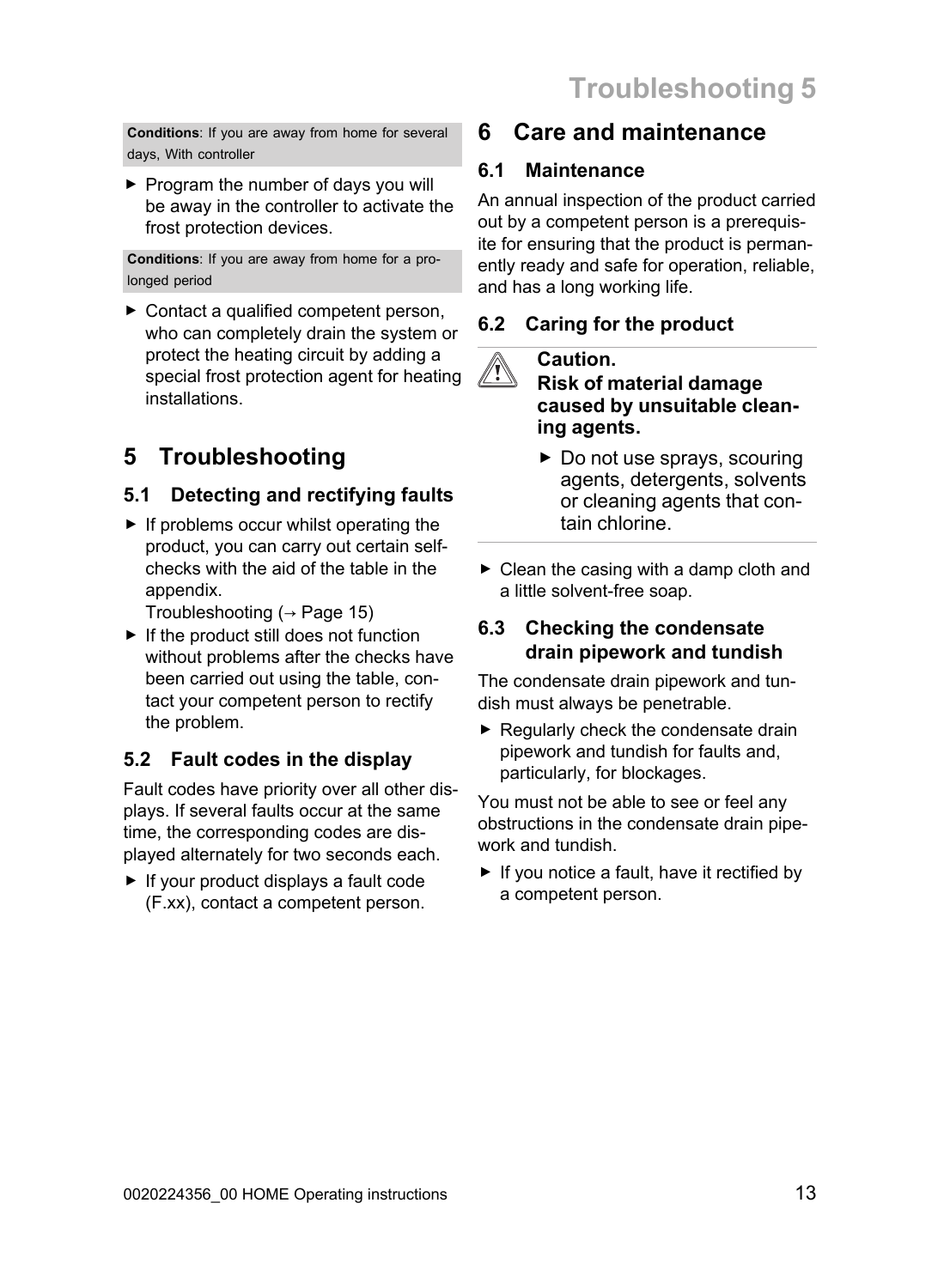**Conditions**: If you are away from home for several days, With controller

- Program the number of days you will be away in the controller to activate the frost protection devices.

**Conditions**: If you are away from home for a prolonged period

- Contact a qualified competent person, who can completely drain the system or protect the heating circuit by adding a special frost protection agent for heating installations.

# 5 Troubleshooting

## 5.1 Detecting and rectifying faults

- If problems occur whilst operating the product, you can carry out certain self-checks with the aid of the table in the appendix.
  Troubleshooting (→ Page 15)
- If the product still does not function without problems after the checks have been carried out using the table, contact your competent person to rectify the problem.

## 5.2 Fault codes in the display

Fault codes have priority over all other displays. If several faults occur at the same time, the corresponding codes are displayed alternately for two seconds each.

- If your product displays a fault code (F.xx), contact a competent person.

# 6 Care and maintenance

## 6.1 Maintenance

An annual inspection of the product carried out by a competent person is a prerequisite for ensuring that the product is permanently ready and safe for operation, reliable, and has a long working life.

## 6.2 Caring for the product

**Caution.**
**Risk of material damage caused by unsuitable cleaning agents.**

- Do not use sprays, scouring agents, detergents, solvents or cleaning agents that contain chlorine.

- Clean the casing with a damp cloth and a little solvent-free soap.

## 6.3 Checking the condensate drain pipework and tundish

The condensate drain pipework and tundish must always be penetrable.

- Regularly check the condensate drain pipework and tundish for faults and, particularly, for blockages.

You must not be able to see or feel any obstructions in the condensate drain pipework and tundish.

- If you notice a fault, have it rectified by a competent person.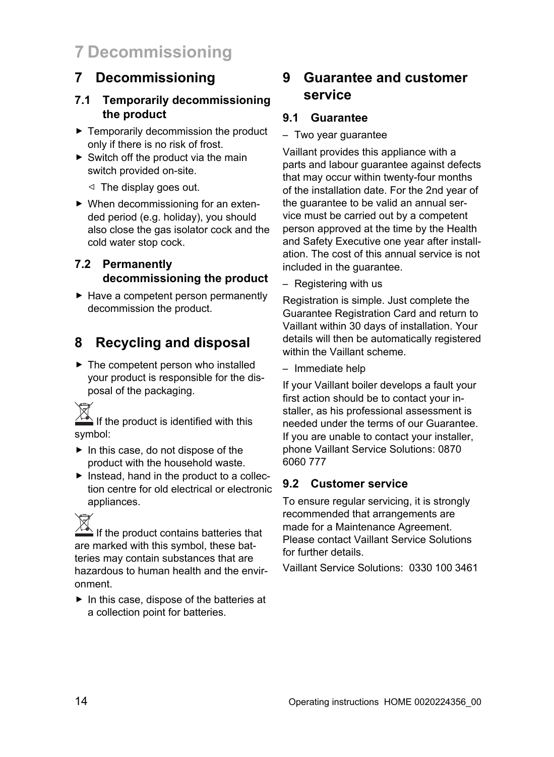# 7 Decommissioning

## 7.1 Temporarily decommissioning the product

- Temporarily decommission the product only if there is no risk of frost.
- Switch off the product via the main switch provided on-site.
  - ◁ The display goes out.
- When decommissioning for an extended period (e.g. holiday), you should also close the gas isolator cock and the cold water stop cock.

## 7.2 Permanently decommissioning the product

- Have a competent person permanently decommission the product.

# 8 Recycling and disposal

- The competent person who installed your product is responsible for the disposal of the packaging.

If the product is identified with this symbol:

- In this case, do not dispose of the product with the household waste.
- Instead, hand in the product to a collection centre for old electrical or electronic appliances.

If the product contains batteries that are marked with this symbol, these batteries may contain substances that are hazardous to human health and the environment.

- In this case, dispose of the batteries at a collection point for batteries.

# 9 Guarantee and customer service

## 9.1 Guarantee

– Two year guarantee

Vaillant provides this appliance with a parts and labour guarantee against defects that may occur within twenty-four months of the installation date. For the 2nd year of the guarantee to be valid an annual service must be carried out by a competent person approved at the time by the Health and Safety Executive one year after installation. The cost of this annual service is not included in the guarantee.

– Registering with us

Registration is simple. Just complete the Guarantee Registration Card and return to Vaillant within 30 days of installation. Your details will then be automatically registered within the Vaillant scheme.

– Immediate help

If your Vaillant boiler develops a fault your first action should be to contact your installer, as his professional assessment is needed under the terms of our Guarantee. If you are unable to contact your installer, phone Vaillant Service Solutions: 0870 6060 777

## 9.2 Customer service

To ensure regular servicing, it is strongly recommended that arrangements are made for a Maintenance Agreement. Please contact Vaillant Service Solutions for further details.

Vaillant Service Solutions: 0330 100 3461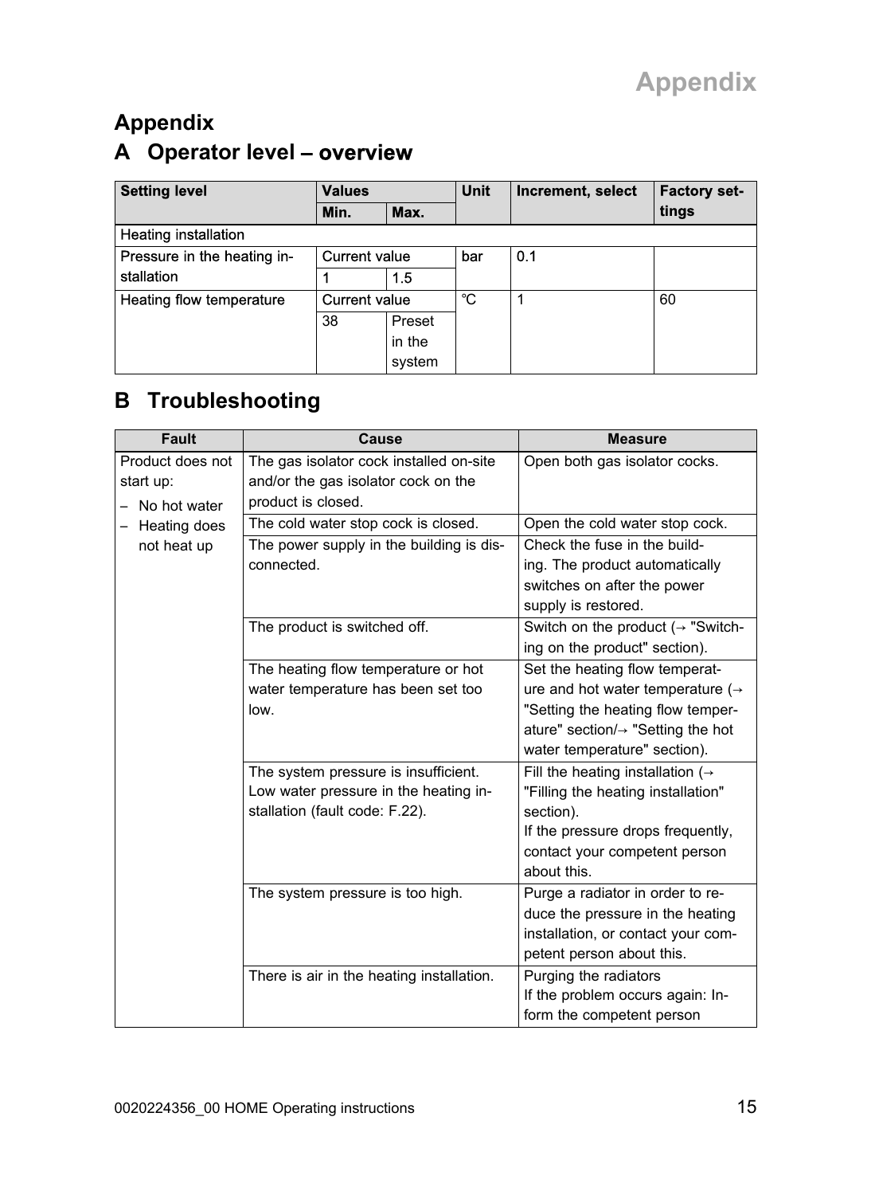# Appendix

## A Operator level – overview

| Setting level | Values | | Unit | Increment, select | Factory settings |
|---|---|---|---|---|---|
| | Min. | Max. | | | |
| Heating installation | | | | | |
| Pressure in the heating installation | Current value | | bar | 0.1 | |
| | 1 | 1.5 | | | |
| Heating flow temperature | Current value | | ℃ | 1 | 60 |
| | 38 | Preset in the system | | | |

## B Troubleshooting

| Fault | Cause | Measure |
|---|---|---|
| Product does not start up:<br>– No hot water<br>– Heating does not heat up | The gas isolator cock installed on-site and/or the gas isolator cock on the product is closed. | Open both gas isolator cocks. |
| | The cold water stop cock is closed. | Open the cold water stop cock. |
| | The power supply in the building is disconnected. | Check the fuse in the building. The product automatically switches on after the power supply is restored. |
| | The product is switched off. | Switch on the product (→ "Switching on the product" section). |
| | The heating flow temperature or hot water temperature has been set too low. | Set the heating flow temperature and hot water temperature (→ "Setting the heating flow temperature" section/→ "Setting the hot water temperature" section). |
| | The system pressure is insufficient. Low water pressure in the heating installation (fault code: F.22). | Fill the heating installation (→ "Filling the heating installation" section).<br>If the pressure drops frequently, contact your competent person about this. |
| | The system pressure is too high. | Purge a radiator in order to reduce the pressure in the heating installation, or contact your competent person about this. |
| | There is air in the heating installation. | Purging the radiators<br>If the problem occurs again: Inform the competent person |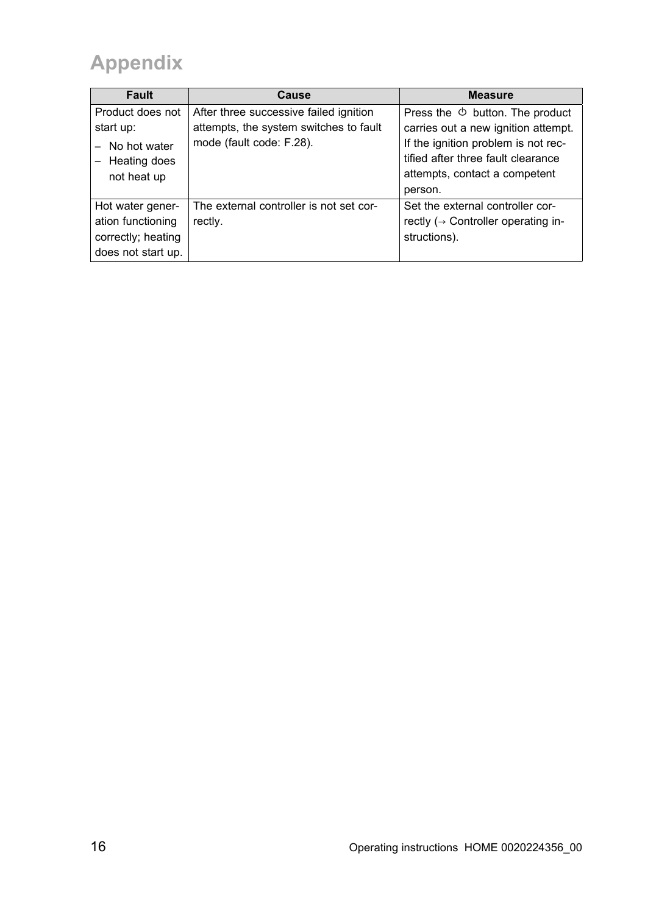# Appendix

| Fault | Cause | Measure |
| --- | --- | --- |
| Product does not start up:<br>– No hot water<br>– Heating does not heat up | After three successive failed ignition attempts, the system switches to fault mode (fault code: F.28). | Press the ⏻ button. The product carries out a new ignition attempt. If the ignition problem is not rectified after three fault clearance attempts, contact a competent person. |
| Hot water generation functioning correctly; heating does not start up. | The external controller is not set correctly. | Set the external controller correctly (→ Controller operating instructions). |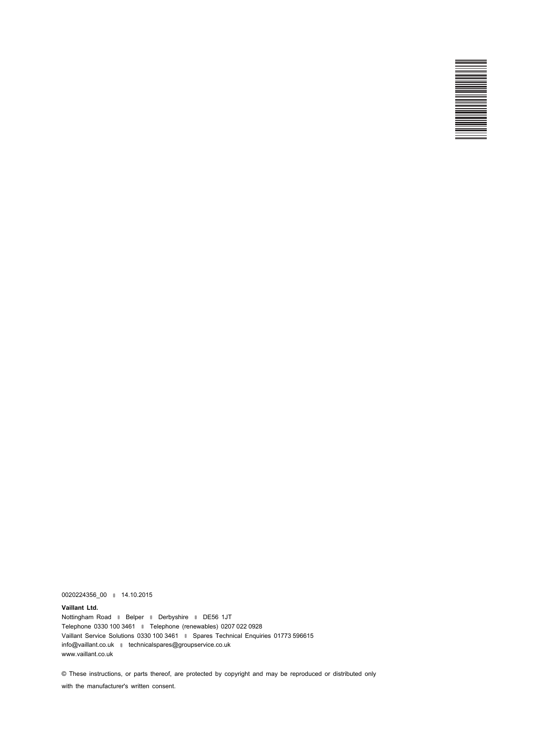0020224356_00 ▮ 14.10.2015

**Vaillant Ltd.**

Nottingham Road ▮ Belper ▮ Derbyshire ▮ DE56 1JT
Telephone 0330 100 3461 ▮ Telephone (renewables) 0207 022 0928
Vaillant Service Solutions 0330 100 3461 ▮ Spares Technical Enquiries 01773 596615
info@vaillant.co.uk ▮ technicalspares@groupservice.co.uk
www.vaillant.co.uk

© These instructions, or parts thereof, are protected by copyright and may be reproduced or distributed only with the manufacturer's written consent.